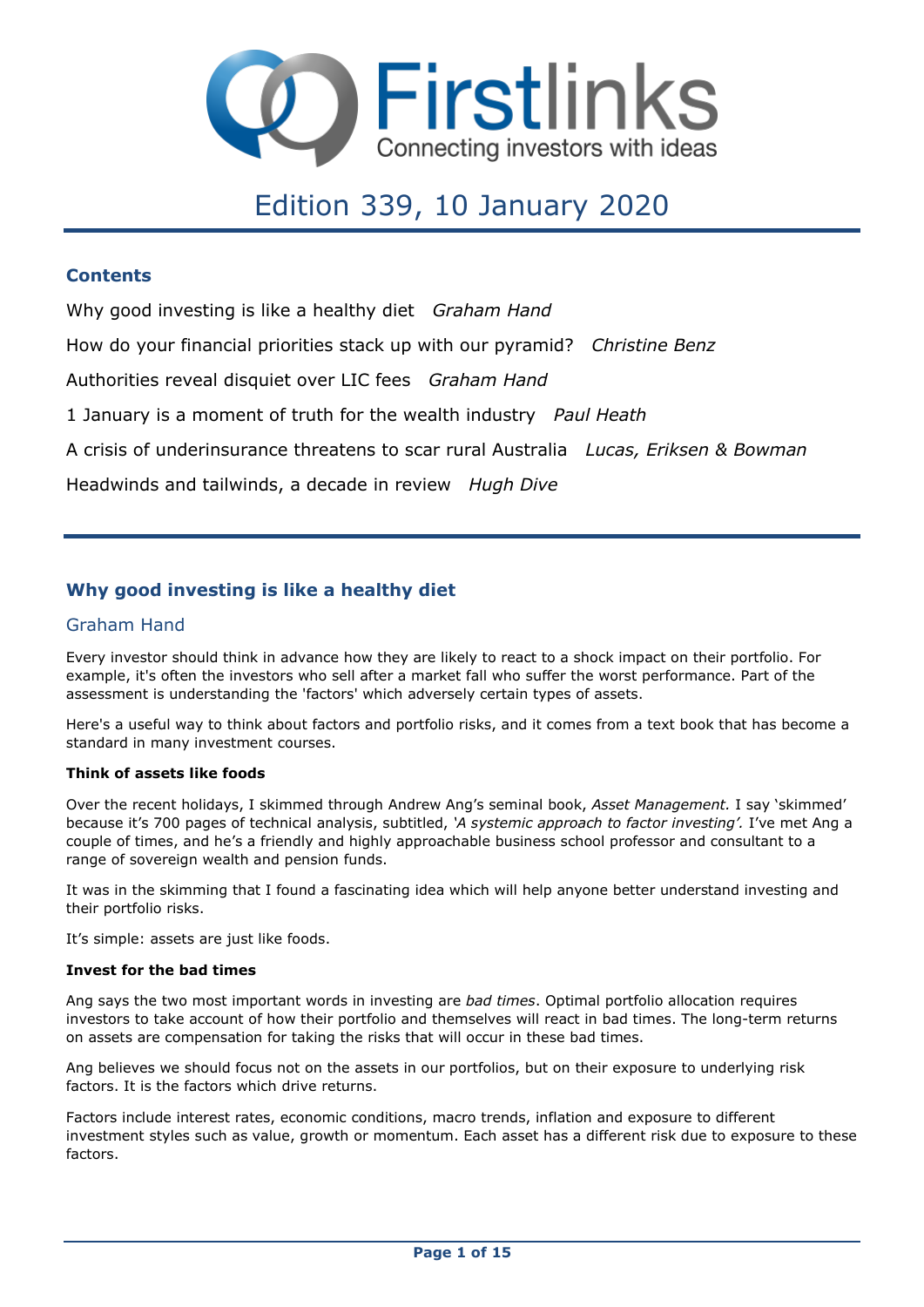# Firstlinks

Connecting investors with ideas

## Edition 339, 10 January 2020

### Contents

Why good investing is like a healthy diet *Graham Hand*

How do your financial priorities stack up with our pyramid? *Christine Benz*

Authorities reveal disquiet over LIC fees *Graham Hand*

1 January is a moment of truth for the wealth industry *Paul Heath*

A crisis of underinsurance threatens to scar rural Australia *Lucas, Eriksen & Bowman*

Headwinds and tailwinds, a decade in review *Hugh Dive*

---

## Why good investing is like a healthy diet

### Graham Hand

Every investor should think in advance how they are likely to react to a shock impact on their portfolio. For example, it's often the investors who sell after a market fall who suffer the worst performance. Part of the assessment is understanding the 'factors' which adversely certain types of assets.

Here's a useful way to think about factors and portfolio risks, and it comes from a text book that has become a standard in many investment courses.

**Think of assets like foods**

Over the recent holidays, I skimmed through Andrew Ang's seminal book, *Asset Management.* I say 'skimmed' because it's 700 pages of technical analysis, subtitled, *'A systemic approach to factor investing'.* I've met Ang a couple of times, and he's a friendly and highly approachable business school professor and consultant to a range of sovereign wealth and pension funds.

It was in the skimming that I found a fascinating idea which will help anyone better understand investing and their portfolio risks.

It's simple: assets are just like foods.

**Invest for the bad times**

Ang says the two most important words in investing are *bad times*. Optimal portfolio allocation requires investors to take account of how their portfolio and themselves will react in bad times. The long-term returns on assets are compensation for taking the risks that will occur in these bad times.

Ang believes we should focus not on the assets in our portfolios, but on their exposure to underlying risk factors. It is the factors which drive returns.

Factors include interest rates, economic conditions, macro trends, inflation and exposure to different investment styles such as value, growth or momentum. Each asset has a different risk due to exposure to these factors.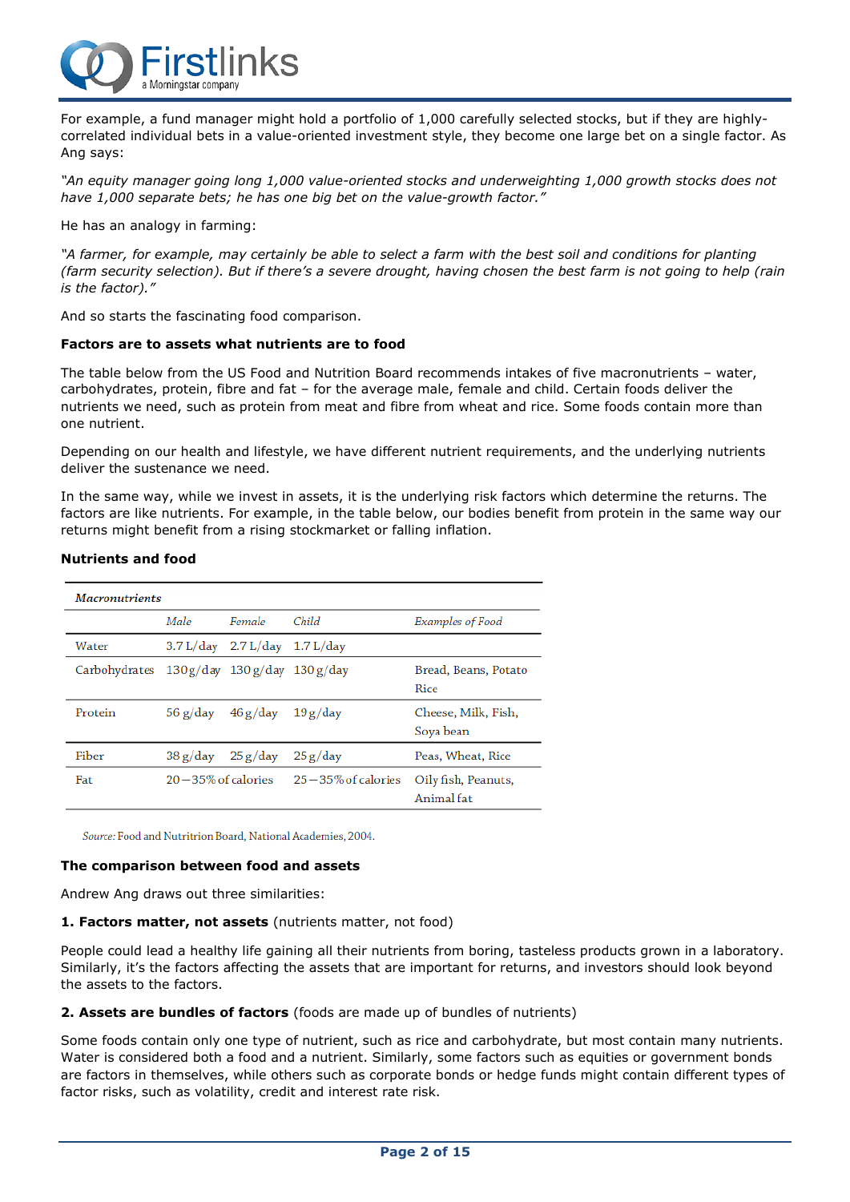For example, a fund manager might hold a portfolio of 1,000 carefully selected stocks, but if they are highly-correlated individual bets in a value-oriented investment style, they become one large bet on a single factor. As Ang says:

*"An equity manager going long 1,000 value-oriented stocks and underweighting 1,000 growth stocks does not have 1,000 separate bets; he has one big bet on the value-growth factor."*

He has an analogy in farming:

*"A farmer, for example, may certainly be able to select a farm with the best soil and conditions for planting (farm security selection). But if there's a severe drought, having chosen the best farm is not going to help (rain is the factor)."*

And so starts the fascinating food comparison.

**Factors are to assets what nutrients are to food**

The table below from the US Food and Nutrition Board recommends intakes of five macronutrients – water, carbohydrates, protein, fibre and fat – for the average male, female and child. Certain foods deliver the nutrients we need, such as protein from meat and fibre from wheat and rice. Some foods contain more than one nutrient.

Depending on our health and lifestyle, we have different nutrient requirements, and the underlying nutrients deliver the sustenance we need.

In the same way, while we invest in assets, it is the underlying risk factors which determine the returns. The factors are like nutrients. For example, in the table below, our bodies benefit from protein in the same way our returns might benefit from a rising stockmarket or falling inflation.

**Nutrients and food**

| *Macronutrients* | | | | |
|---|---|---|---|---|
| | *Male* | *Female* | *Child* | *Examples of Food* |
| Water | 3.7 L/day | 2.7 L/day | 1.7 L/day | |
| Carbohydrates | 130 g/day | 130 g/day | 130 g/day | Bread, Beans, Potato Rice |
| Protein | 56 g/day | 46 g/day | 19 g/day | Cheese, Milk, Fish, Soya bean |
| Fiber | 38 g/day | 25 g/day | 25 g/day | Peas, Wheat, Rice |
| Fat | 20–35% of calories | | 25–35% of calories | Oily fish, Peanuts, Animal fat |

*Source:* Food and Nutritrion Board, National Academies, 2004.

**The comparison between food and assets**

Andrew Ang draws out three similarities:

**1. Factors matter, not assets** (nutrients matter, not food)

People could lead a healthy life gaining all their nutrients from boring, tasteless products grown in a laboratory. Similarly, it's the factors affecting the assets that are important for returns, and investors should look beyond the assets to the factors.

**2. Assets are bundles of factors** (foods are made up of bundles of nutrients)

Some foods contain only one type of nutrient, such as rice and carbohydrate, but most contain many nutrients. Water is considered both a food and a nutrient. Similarly, some factors such as equities or government bonds are factors in themselves, while others such as corporate bonds or hedge funds might contain different types of factor risks, such as volatility, credit and interest rate risk.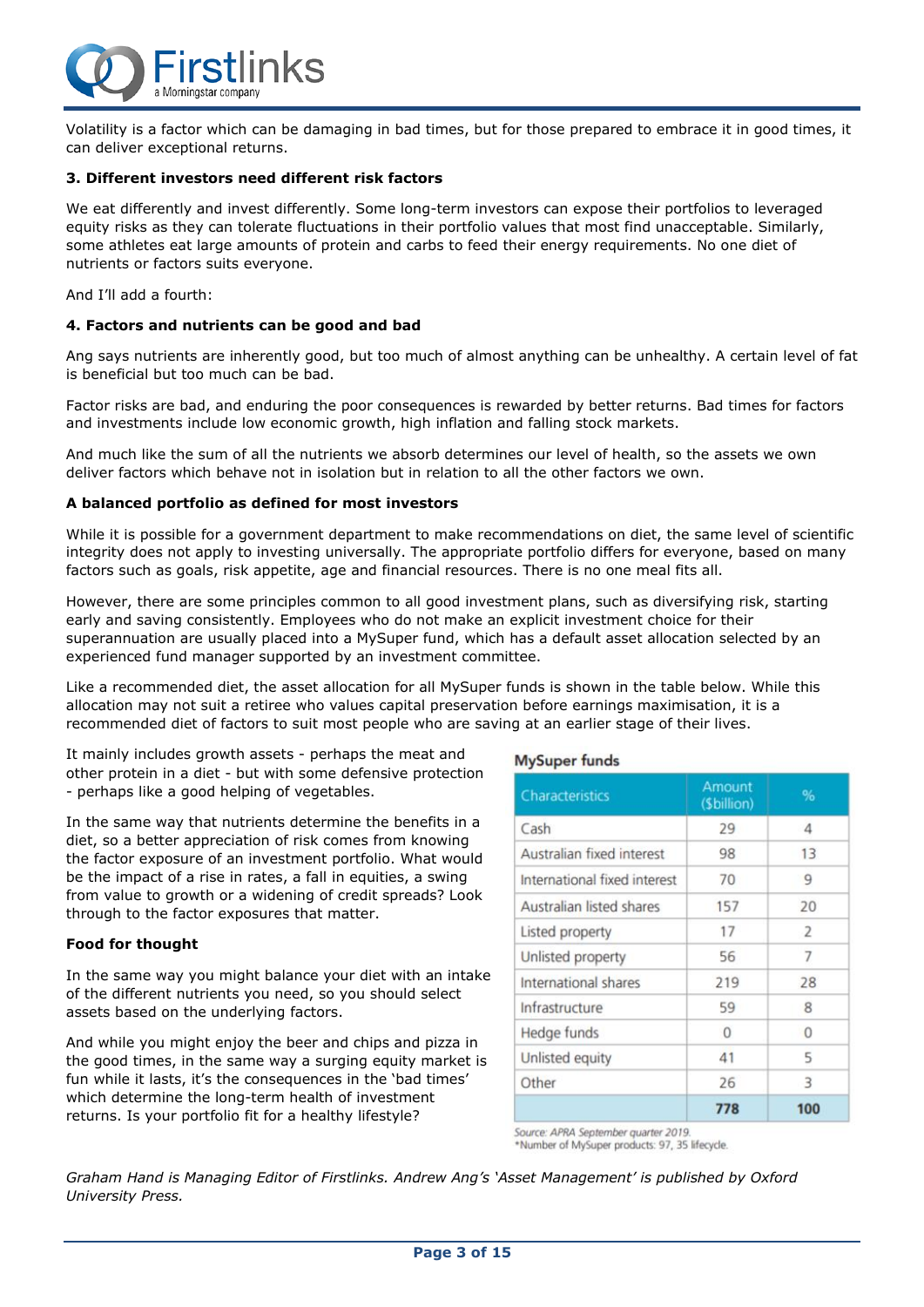Volatility is a factor which can be damaging in bad times, but for those prepared to embrace it in good times, it can deliver exceptional returns.

**3. Different investors need different risk factors**

We eat differently and invest differently. Some long-term investors can expose their portfolios to leveraged equity risks as they can tolerate fluctuations in their portfolio values that most find unacceptable. Similarly, some athletes eat large amounts of protein and carbs to feed their energy requirements. No one diet of nutrients or factors suits everyone.

And I'll add a fourth:

**4. Factors and nutrients can be good and bad**

Ang says nutrients are inherently good, but too much of almost anything can be unhealthy. A certain level of fat is beneficial but too much can be bad.

Factor risks are bad, and enduring the poor consequences is rewarded by better returns. Bad times for factors and investments include low economic growth, high inflation and falling stock markets.

And much like the sum of all the nutrients we absorb determines our level of health, so the assets we own deliver factors which behave not in isolation but in relation to all the other factors we own.

**A balanced portfolio as defined for most investors**

While it is possible for a government department to make recommendations on diet, the same level of scientific integrity does not apply to investing universally. The appropriate portfolio differs for everyone, based on many factors such as goals, risk appetite, age and financial resources. There is no one meal fits all.

However, there are some principles common to all good investment plans, such as diversifying risk, starting early and saving consistently. Employees who do not make an explicit investment choice for their superannuation are usually placed into a MySuper fund, which has a default asset allocation selected by an experienced fund manager supported by an investment committee.

Like a recommended diet, the asset allocation for all MySuper funds is shown in the table below. While this allocation may not suit a retiree who values capital preservation before earnings maximisation, it is a recommended diet of factors to suit most people who are saving at an earlier stage of their lives.

It mainly includes growth assets - perhaps the meat and other protein in a diet - but with some defensive protection - perhaps like a good helping of vegetables.

In the same way that nutrients determine the benefits in a diet, so a better appreciation of risk comes from knowing the factor exposure of an investment portfolio. What would be the impact of a rise in rates, a fall in equities, a swing from value to growth or a widening of credit spreads? Look through to the factor exposures that matter.

**MySuper funds**

| Characteristics | Amount ($billion) | % |
|---|---|---|
| Cash | 29 | 4 |
| Australian fixed interest | 98 | 13 |
| International fixed interest | 70 | 9 |
| Australian listed shares | 157 | 20 |
| Listed property | 17 | 2 |
| Unlisted property | 56 | 7 |
| International shares | 219 | 28 |
| Infrastructure | 59 | 8 |
| Hedge funds | 0 | 0 |
| Unlisted equity | 41 | 5 |
| Other | 26 | 3 |
| | **778** | **100** |

Source: APRA September quarter 2019.
*Number of MySuper products: 97, 35 lifecycle.

**Food for thought**

In the same way you might balance your diet with an intake of the different nutrients you need, so you should select assets based on the underlying factors.

And while you might enjoy the beer and chips and pizza in the good times, in the same way a surging equity market is fun while it lasts, it's the consequences in the 'bad times' which determine the long-term health of investment returns. Is your portfolio fit for a healthy lifestyle?

*Graham Hand is Managing Editor of Firstlinks. Andrew Ang's 'Asset Management' is published by Oxford University Press.*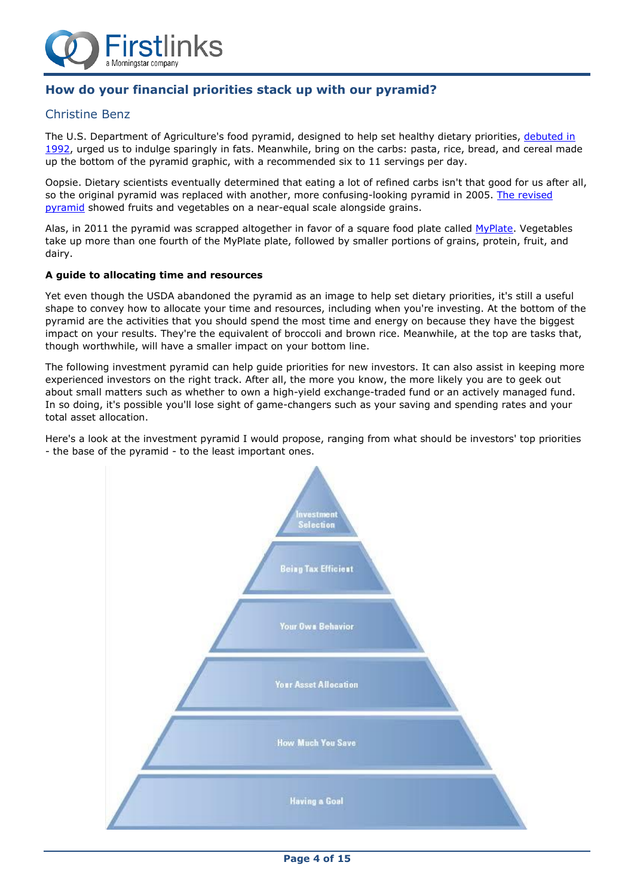## How do your financial priorities stack up with our pyramid?

### Christine Benz

The U.S. Department of Agriculture's food pyramid, designed to help set healthy dietary priorities, debuted in 1992, urged us to indulge sparingly in fats. Meanwhile, bring on the carbs: pasta, rice, bread, and cereal made up the bottom of the pyramid graphic, with a recommended six to 11 servings per day.

Oopsie. Dietary scientists eventually determined that eating a lot of refined carbs isn't that good for us after all, so the original pyramid was replaced with another, more confusing-looking pyramid in 2005. The revised pyramid showed fruits and vegetables on a near-equal scale alongside grains.

Alas, in 2011 the pyramid was scrapped altogether in favor of a square food plate called MyPlate. Vegetables take up more than one fourth of the MyPlate plate, followed by smaller portions of grains, protein, fruit, and dairy.

**A guide to allocating time and resources**

Yet even though the USDA abandoned the pyramid as an image to help set dietary priorities, it's still a useful shape to convey how to allocate your time and resources, including when you're investing. At the bottom of the pyramid are the activities that you should spend the most time and energy on because they have the biggest impact on your results. They're the equivalent of broccoli and brown rice. Meanwhile, at the top are tasks that, though worthwhile, will have a smaller impact on your bottom line.

The following investment pyramid can help guide priorities for new investors. It can also assist in keeping more experienced investors on the right track. After all, the more you know, the more likely you are to geek out about small matters such as whether to own a high-yield exchange-traded fund or an actively managed fund. In so doing, it's possible you'll lose sight of game-changers such as your saving and spending rates and your total asset allocation.

Here's a look at the investment pyramid I would propose, ranging from what should be investors' top priorities - the base of the pyramid - to the least important ones.

- Investment Selection
- Being Tax Efficient
- Your Own Behavior
- Your Asset Allocation
- How Much You Save
- Having a Goal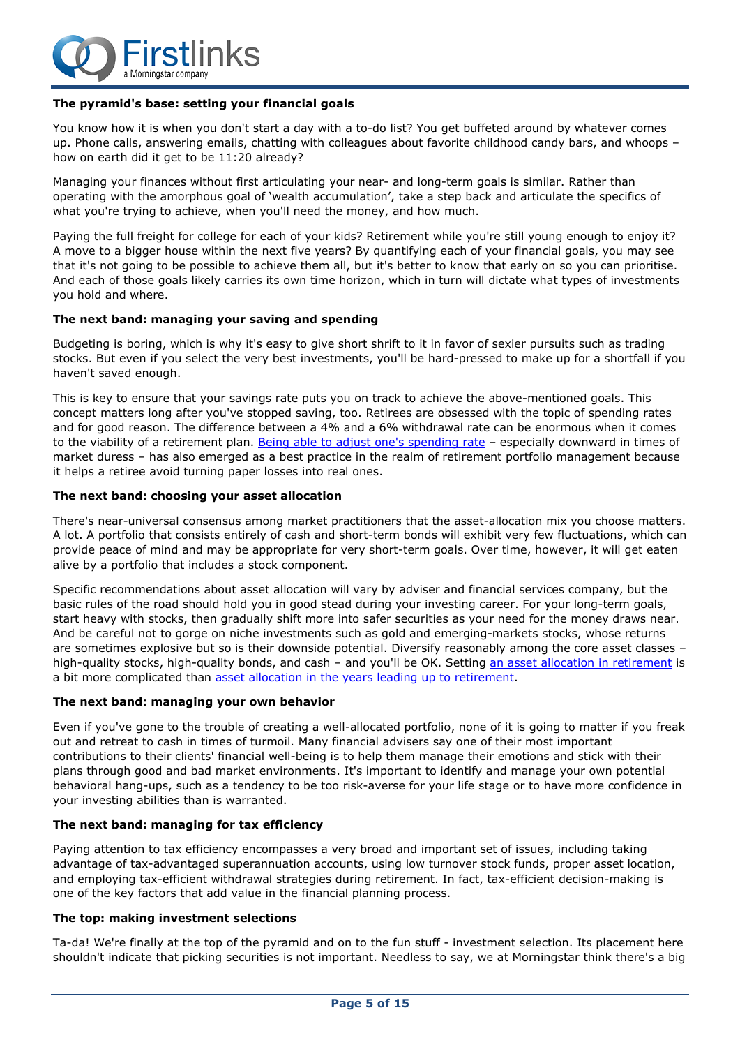**The pyramid's base: setting your financial goals**

You know how it is when you don't start a day with a to-do list? You get buffeted around by whatever comes up. Phone calls, answering emails, chatting with colleagues about favorite childhood candy bars, and whoops – how on earth did it get to be 11:20 already?

Managing your finances without first articulating your near- and long-term goals is similar. Rather than operating with the amorphous goal of 'wealth accumulation', take a step back and articulate the specifics of what you're trying to achieve, when you'll need the money, and how much.

Paying the full freight for college for each of your kids? Retirement while you're still young enough to enjoy it? A move to a bigger house within the next five years? By quantifying each of your financial goals, you may see that it's not going to be possible to achieve them all, but it's better to know that early on so you can prioritise. And each of those goals likely carries its own time horizon, which in turn will dictate what types of investments you hold and where.

**The next band: managing your saving and spending**

Budgeting is boring, which is why it's easy to give short shrift to it in favor of sexier pursuits such as trading stocks. But even if you select the very best investments, you'll be hard-pressed to make up for a shortfall if you haven't saved enough.

This is key to ensure that your savings rate puts you on track to achieve the above-mentioned goals. This concept matters long after you've stopped saving, too. Retirees are obsessed with the topic of spending rates and for good reason. The difference between a 4% and a 6% withdrawal rate can be enormous when it comes to the viability of a retirement plan. Being able to adjust one's spending rate – especially downward in times of market duress – has also emerged as a best practice in the realm of retirement portfolio management because it helps a retiree avoid turning paper losses into real ones.

**The next band: choosing your asset allocation**

There's near-universal consensus among market practitioners that the asset-allocation mix you choose matters. A lot. A portfolio that consists entirely of cash and short-term bonds will exhibit very few fluctuations, which can provide peace of mind and may be appropriate for very short-term goals. Over time, however, it will get eaten alive by a portfolio that includes a stock component.

Specific recommendations about asset allocation will vary by adviser and financial services company, but the basic rules of the road should hold you in good stead during your investing career. For your long-term goals, start heavy with stocks, then gradually shift more into safer securities as your need for the money draws near. And be careful not to gorge on niche investments such as gold and emerging-markets stocks, whose returns are sometimes explosive but so is their downside potential. Diversify reasonably among the core asset classes – high-quality stocks, high-quality bonds, and cash – and you'll be OK. Setting an asset allocation in retirement is a bit more complicated than asset allocation in the years leading up to retirement.

**The next band: managing your own behavior**

Even if you've gone to the trouble of creating a well-allocated portfolio, none of it is going to matter if you freak out and retreat to cash in times of turmoil. Many financial advisers say one of their most important contributions to their clients' financial well-being is to help them manage their emotions and stick with their plans through good and bad market environments. It's important to identify and manage your own potential behavioral hang-ups, such as a tendency to be too risk-averse for your life stage or to have more confidence in your investing abilities than is warranted.

**The next band: managing for tax efficiency**

Paying attention to tax efficiency encompasses a very broad and important set of issues, including taking advantage of tax-advantaged superannuation accounts, using low turnover stock funds, proper asset location, and employing tax-efficient withdrawal strategies during retirement. In fact, tax-efficient decision-making is one of the key factors that add value in the financial planning process.

**The top: making investment selections**

Ta-da! We're finally at the top of the pyramid and on to the fun stuff - investment selection. Its placement here shouldn't indicate that picking securities is not important. Needless to say, we at Morningstar think there's a big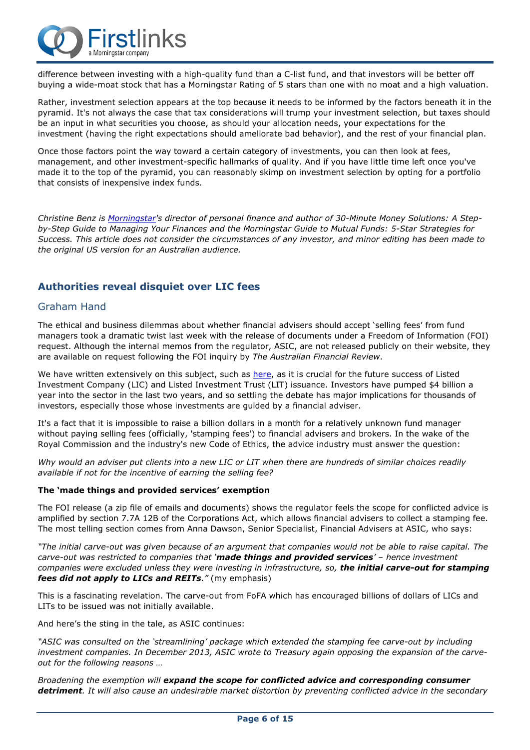difference between investing with a high-quality fund than a C-list fund, and that investors will be better off buying a wide-moat stock that has a Morningstar Rating of 5 stars than one with no moat and a high valuation.

Rather, investment selection appears at the top because it needs to be informed by the factors beneath it in the pyramid. It's not always the case that tax considerations will trump your investment selection, but taxes should be an input in what securities you choose, as should your allocation needs, your expectations for the investment (having the right expectations should ameliorate bad behavior), and the rest of your financial plan.

Once those factors point the way toward a certain category of investments, you can then look at fees, management, and other investment-specific hallmarks of quality. And if you have little time left once you've made it to the top of the pyramid, you can reasonably skimp on investment selection by opting for a portfolio that consists of inexpensive index funds.

*Christine Benz is [Morningstar](Morningstar)'s director of personal finance and author of 30-Minute Money Solutions: A Step-by-Step Guide to Managing Your Finances and the Morningstar Guide to Mutual Funds: 5-Star Strategies for Success. This article does not consider the circumstances of any investor, and minor editing has been made to the original US version for an Australian audience.*

## Authorities reveal disquiet over LIC fees

### Graham Hand

The ethical and business dilemmas about whether financial advisers should accept 'selling fees' from fund managers took a dramatic twist last week with the release of documents under a Freedom of Information (FOI) request. Although the internal memos from the regulator, ASIC, are not released publicly on their website, they are available on request following the FOI inquiry by *The Australian Financial Review*.

We have written extensively on this subject, such as here, as it is crucial for the future success of Listed Investment Company (LIC) and Listed Investment Trust (LIT) issuance. Investors have pumped $4 billion a year into the sector in the last two years, and so settling the debate has major implications for thousands of investors, especially those whose investments are guided by a financial adviser.

It's a fact that it is impossible to raise a billion dollars in a month for a relatively unknown fund manager without paying selling fees (officially, 'stamping fees') to financial advisers and brokers. In the wake of the Royal Commission and the industry's new Code of Ethics, the advice industry must answer the question:

*Why would an adviser put clients into a new LIC or LIT when there are hundreds of similar choices readily available if not for the incentive of earning the selling fee?*

**The 'made things and provided services' exemption**

The FOI release (a zip file of emails and documents) shows the regulator feels the scope for conflicted advice is amplified by section 7.7A 12B of the Corporations Act, which allows financial advisers to collect a stamping fee. The most telling section comes from Anna Dawson, Senior Specialist, Financial Advisers at ASIC, who says:

*"The initial carve-out was given because of an argument that companies would not be able to raise capital. The carve-out was restricted to companies that '**made things and provided services**' – hence investment companies were excluded unless they were investing in infrastructure, so, **the initial carve-out for stamping fees did not apply to LICs and REITs**."* (my emphasis)

This is a fascinating revelation. The carve-out from FoFA which has encouraged billions of dollars of LICs and LITs to be issued was not initially available.

And here's the sting in the tale, as ASIC continues:

*"ASIC was consulted on the 'streamlining' package which extended the stamping fee carve-out by including investment companies. In December 2013, ASIC wrote to Treasury again opposing the expansion of the carve-out for the following reasons …*

*Broadening the exemption will **expand the scope for conflicted advice and corresponding consumer detriment**. It will also cause an undesirable market distortion by preventing conflicted advice in the secondary*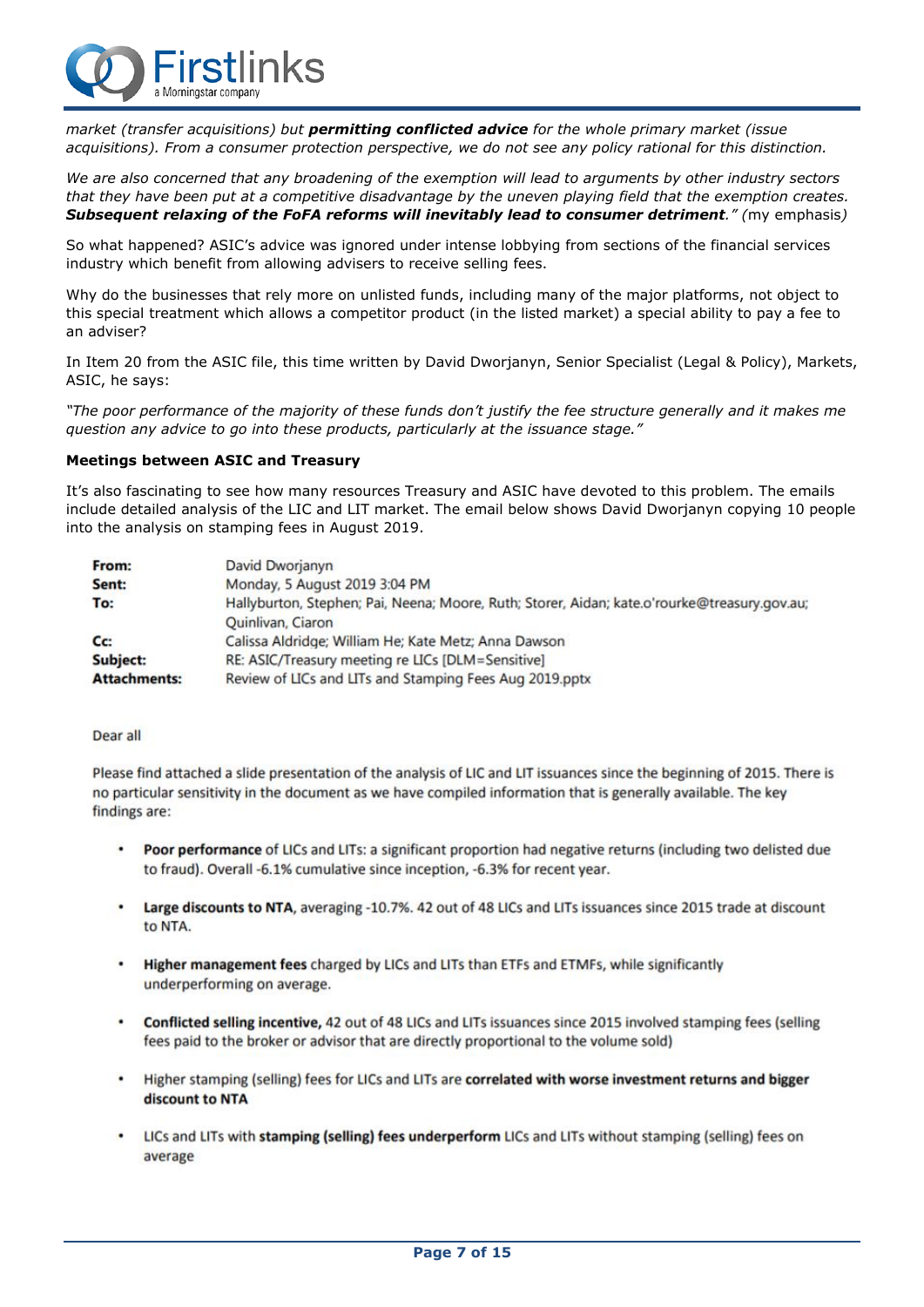*market (transfer acquisitions) but* ***permitting conflicted advice*** *for the whole primary market (issue acquisitions). From a consumer protection perspective, we do not see any policy rational for this distinction.*

*We are also concerned that any broadening of the exemption will lead to arguments by other industry sectors that they have been put at a competitive disadvantage by the uneven playing field that the exemption creates.* ***Subsequent relaxing of the FoFA reforms will inevitably lead to consumer detriment****." (*my emphasis*)*

So what happened? ASIC's advice was ignored under intense lobbying from sections of the financial services industry which benefit from allowing advisers to receive selling fees.

Why do the businesses that rely more on unlisted funds, including many of the major platforms, not object to this special treatment which allows a competitor product (in the listed market) a special ability to pay a fee to an adviser?

In Item 20 from the ASIC file, this time written by David Dworjanyn, Senior Specialist (Legal & Policy), Markets, ASIC, he says:

*"The poor performance of the majority of these funds don't justify the fee structure generally and it makes me question any advice to go into these products, particularly at the issuance stage."*

**Meetings between ASIC and Treasury**

It's also fascinating to see how many resources Treasury and ASIC have devoted to this problem. The emails include detailed analysis of the LIC and LIT market. The email below shows David Dworjanyn copying 10 people into the analysis on stamping fees in August 2019.

**From:** David Dworjanyn
**Sent:** Monday, 5 August 2019 3:04 PM
**To:** Hallyburton, Stephen; Pai, Neena; Moore, Ruth; Storer, Aidan; kate.o'rourke@treasury.gov.au; Quinlivan, Ciaron
**Cc:** Calissa Aldridge; William He; Kate Metz; Anna Dawson
**Subject:** RE: ASIC/Treasury meeting re LICs [DLM=Sensitive]
**Attachments:** Review of LICs and LITs and Stamping Fees Aug 2019.pptx

Dear all

Please find attached a slide presentation of the analysis of LIC and LIT issuances since the beginning of 2015. There is no particular sensitivity in the document as we have compiled information that is generally available. The key findings are:

- **Poor performance** of LICs and LITs: a significant proportion had negative returns (including two delisted due to fraud). Overall -6.1% cumulative since inception, -6.3% for recent year.
- **Large discounts to NTA**, averaging -10.7%. 42 out of 48 LICs and LITs issuances since 2015 trade at discount to NTA.
- **Higher management fees** charged by LICs and LITs than ETFs and ETMFs, while significantly underperforming on average.
- **Conflicted selling incentive,** 42 out of 48 LICs and LITs issuances since 2015 involved stamping fees (selling fees paid to the broker or advisor that are directly proportional to the volume sold)
- Higher stamping (selling) fees for LICs and LITs are **correlated with worse investment returns and bigger discount to NTA**
- LICs and LITs with **stamping (selling) fees underperform** LICs and LITs without stamping (selling) fees on average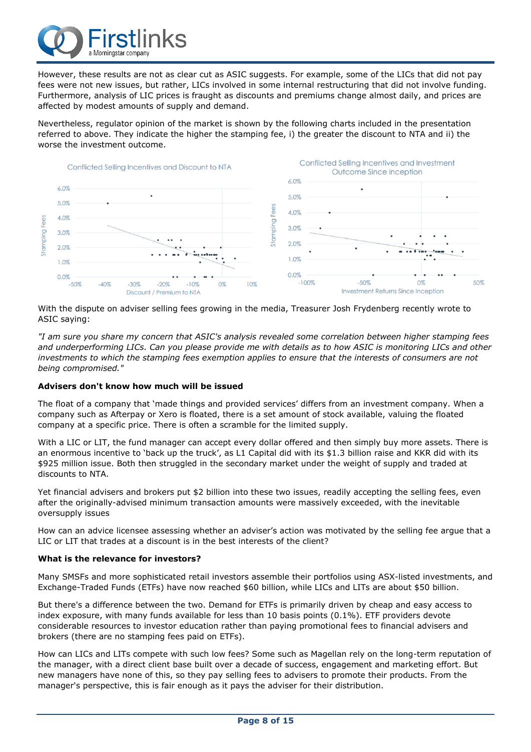However, these results are not as clear cut as ASIC suggests. For example, some of the LICs that did not pay fees were not new issues, but rather, LICs involved in some internal restructuring that did not involve funding. Furthermore, analysis of LIC prices is fraught as discounts and premiums change almost daily, and prices are affected by modest amounts of supply and demand.

Nevertheless, regulator opinion of the market is shown by the following charts included in the presentation referred to above. They indicate the higher the stamping fee, i) the greater the discount to NTA and ii) the worse the investment outcome.

Conflicted Selling Incentives and Discount to NTA

Conflicted Selling Incentives and Investment Outcome Since Inception

With the dispute on adviser selling fees growing in the media, Treasurer Josh Frydenberg recently wrote to ASIC saying:

*"I am sure you share my concern that ASIC's analysis revealed some correlation between higher stamping fees and underperforming LICs. Can you please provide me with details as to how ASIC is monitoring LICs and other investments to which the stamping fees exemption applies to ensure that the interests of consumers are not being compromised."*

**Advisers don't know how much will be issued**

The float of a company that 'made things and provided services' differs from an investment company. When a company such as Afterpay or Xero is floated, there is a set amount of stock available, valuing the floated company at a specific price. There is often a scramble for the limited supply.

With a LIC or LIT, the fund manager can accept every dollar offered and then simply buy more assets. There is an enormous incentive to 'back up the truck', as L1 Capital did with its $1.3 billion raise and KKR did with its $925 million issue. Both then struggled in the secondary market under the weight of supply and traded at discounts to NTA.

Yet financial advisers and brokers put $2 billion into these two issues, readily accepting the selling fees, even after the originally-advised minimum transaction amounts were massively exceeded, with the inevitable oversupply issues

How can an advice licensee assessing whether an adviser's action was motivated by the selling fee argue that a LIC or LIT that trades at a discount is in the best interests of the client?

**What is the relevance for investors?**

Many SMSFs and more sophisticated retail investors assemble their portfolios using ASX-listed investments, and Exchange-Traded Funds (ETFs) have now reached $60 billion, while LICs and LITs are about $50 billion.

But there's a difference between the two. Demand for ETFs is primarily driven by cheap and easy access to index exposure, with many funds available for less than 10 basis points (0.1%). ETF providers devote considerable resources to investor education rather than paying promotional fees to financial advisers and brokers (there are no stamping fees paid on ETFs).

How can LICs and LITs compete with such low fees? Some such as Magellan rely on the long-term reputation of the manager, with a direct client base built over a decade of success, engagement and marketing effort. But new managers have none of this, so they pay selling fees to advisers to promote their products. From the manager's perspective, this is fair enough as it pays the adviser for their distribution.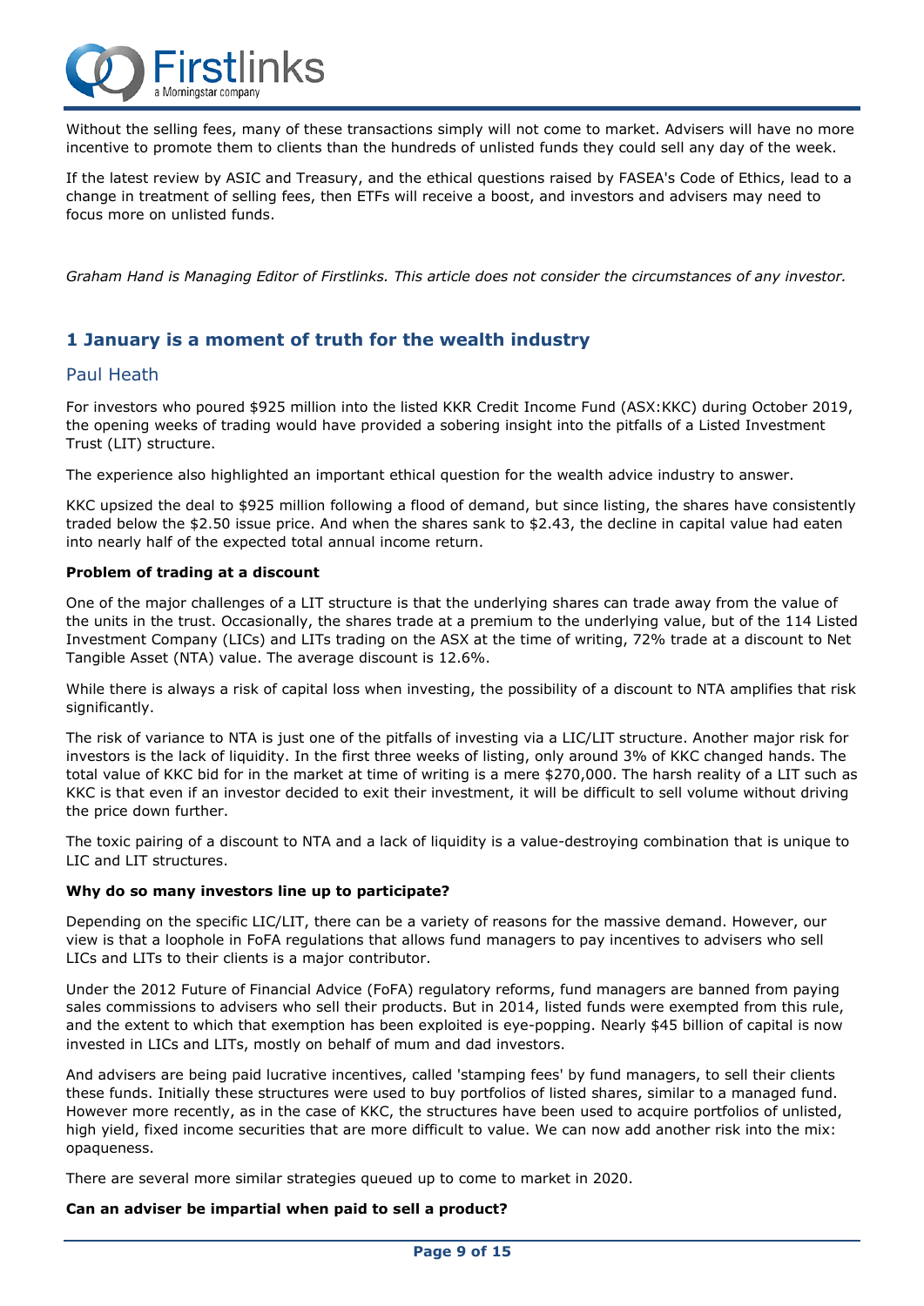Without the selling fees, many of these transactions simply will not come to market. Advisers will have no more incentive to promote them to clients than the hundreds of unlisted funds they could sell any day of the week.

If the latest review by ASIC and Treasury, and the ethical questions raised by FASEA's Code of Ethics, lead to a change in treatment of selling fees, then ETFs will receive a boost, and investors and advisers may need to focus more on unlisted funds.

*Graham Hand is Managing Editor of Firstlinks. This article does not consider the circumstances of any investor.*

## 1 January is a moment of truth for the wealth industry

### Paul Heath

For investors who poured $925 million into the listed KKR Credit Income Fund (ASX:KKC) during October 2019, the opening weeks of trading would have provided a sobering insight into the pitfalls of a Listed Investment Trust (LIT) structure.

The experience also highlighted an important ethical question for the wealth advice industry to answer.

KKC upsized the deal to $925 million following a flood of demand, but since listing, the shares have consistently traded below the $2.50 issue price. And when the shares sank to $2.43, the decline in capital value had eaten into nearly half of the expected total annual income return.

**Problem of trading at a discount**

One of the major challenges of a LIT structure is that the underlying shares can trade away from the value of the units in the trust. Occasionally, the shares trade at a premium to the underlying value, but of the 114 Listed Investment Company (LICs) and LITs trading on the ASX at the time of writing, 72% trade at a discount to Net Tangible Asset (NTA) value. The average discount is 12.6%.

While there is always a risk of capital loss when investing, the possibility of a discount to NTA amplifies that risk significantly.

The risk of variance to NTA is just one of the pitfalls of investing via a LIC/LIT structure. Another major risk for investors is the lack of liquidity. In the first three weeks of listing, only around 3% of KKC changed hands. The total value of KKC bid for in the market at time of writing is a mere $270,000. The harsh reality of a LIT such as KKC is that even if an investor decided to exit their investment, it will be difficult to sell volume without driving the price down further.

The toxic pairing of a discount to NTA and a lack of liquidity is a value-destroying combination that is unique to LIC and LIT structures.

**Why do so many investors line up to participate?**

Depending on the specific LIC/LIT, there can be a variety of reasons for the massive demand. However, our view is that a loophole in FoFA regulations that allows fund managers to pay incentives to advisers who sell LICs and LITs to their clients is a major contributor.

Under the 2012 Future of Financial Advice (FoFA) regulatory reforms, fund managers are banned from paying sales commissions to advisers who sell their products. But in 2014, listed funds were exempted from this rule, and the extent to which that exemption has been exploited is eye-popping. Nearly $45 billion of capital is now invested in LICs and LITs, mostly on behalf of mum and dad investors.

And advisers are being paid lucrative incentives, called 'stamping fees' by fund managers, to sell their clients these funds. Initially these structures were used to buy portfolios of listed shares, similar to a managed fund. However more recently, as in the case of KKC, the structures have been used to acquire portfolios of unlisted, high yield, fixed income securities that are more difficult to value. We can now add another risk into the mix: opaqueness.

There are several more similar strategies queued up to come to market in 2020.

**Can an adviser be impartial when paid to sell a product?**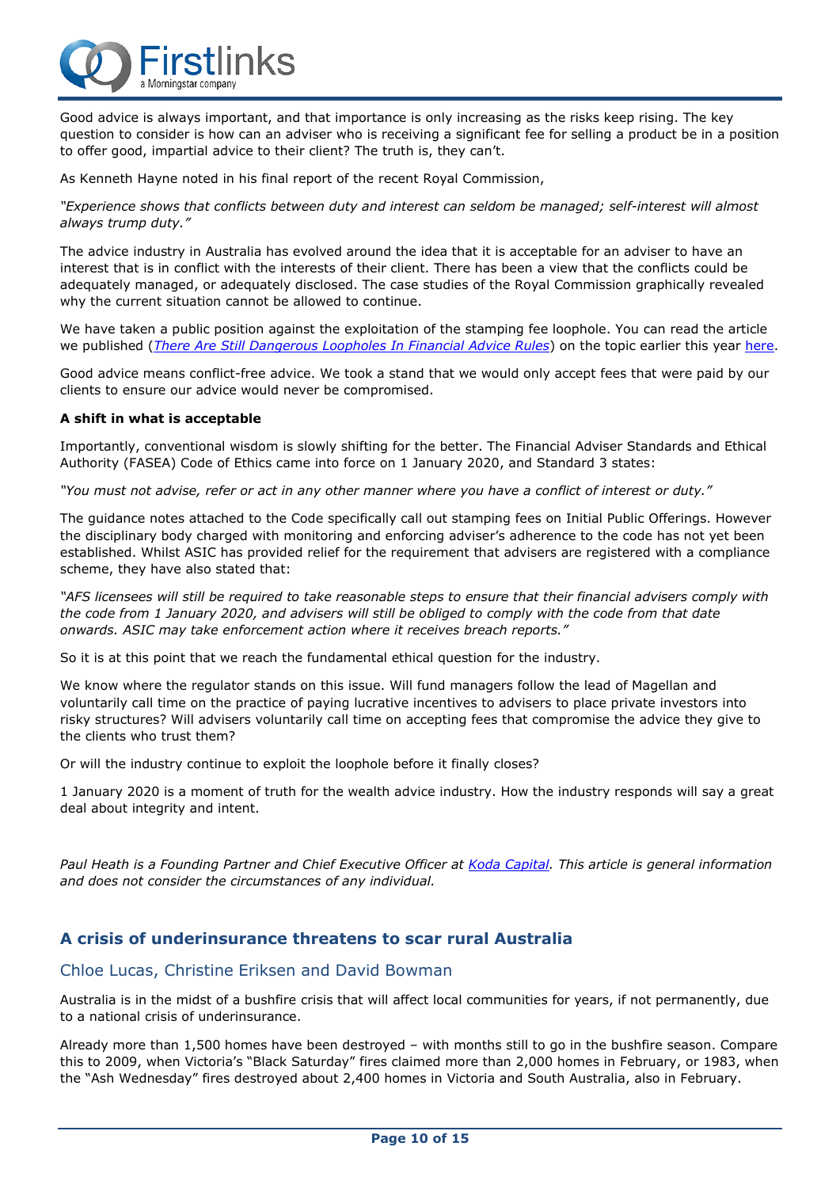Good advice is always important, and that importance is only increasing as the risks keep rising. The key question to consider is how can an adviser who is receiving a significant fee for selling a product be in a position to offer good, impartial advice to their client? The truth is, they can't.

As Kenneth Hayne noted in his final report of the recent Royal Commission,

*"Experience shows that conflicts between duty and interest can seldom be managed; self-interest will almost always trump duty."*

The advice industry in Australia has evolved around the idea that it is acceptable for an adviser to have an interest that is in conflict with the interests of their client. There has been a view that the conflicts could be adequately managed, or adequately disclosed. The case studies of the Royal Commission graphically revealed why the current situation cannot be allowed to continue.

We have taken a public position against the exploitation of the stamping fee loophole. You can read the article we published (*There Are Still Dangerous Loopholes In Financial Advice Rules*) on the topic earlier this year here.

Good advice means conflict-free advice. We took a stand that we would only accept fees that were paid by our clients to ensure our advice would never be compromised.

**A shift in what is acceptable**

Importantly, conventional wisdom is slowly shifting for the better. The Financial Adviser Standards and Ethical Authority (FASEA) Code of Ethics came into force on 1 January 2020, and Standard 3 states:

*"You must not advise, refer or act in any other manner where you have a conflict of interest or duty."*

The guidance notes attached to the Code specifically call out stamping fees on Initial Public Offerings. However the disciplinary body charged with monitoring and enforcing adviser's adherence to the code has not yet been established. Whilst ASIC has provided relief for the requirement that advisers are registered with a compliance scheme, they have also stated that:

*"AFS licensees will still be required to take reasonable steps to ensure that their financial advisers comply with the code from 1 January 2020, and advisers will still be obliged to comply with the code from that date onwards. ASIC may take enforcement action where it receives breach reports."*

So it is at this point that we reach the fundamental ethical question for the industry.

We know where the regulator stands on this issue. Will fund managers follow the lead of Magellan and voluntarily call time on the practice of paying lucrative incentives to advisers to place private investors into risky structures? Will advisers voluntarily call time on accepting fees that compromise the advice they give to the clients who trust them?

Or will the industry continue to exploit the loophole before it finally closes?

1 January 2020 is a moment of truth for the wealth advice industry. How the industry responds will say a great deal about integrity and intent.

*Paul Heath is a Founding Partner and Chief Executive Officer at Koda Capital. This article is general information and does not consider the circumstances of any individual.*

## A crisis of underinsurance threatens to scar rural Australia

### Chloe Lucas, Christine Eriksen and David Bowman

Australia is in the midst of a bushfire crisis that will affect local communities for years, if not permanently, due to a national crisis of underinsurance.

Already more than 1,500 homes have been destroyed – with months still to go in the bushfire season. Compare this to 2009, when Victoria's "Black Saturday" fires claimed more than 2,000 homes in February, or 1983, when the "Ash Wednesday" fires destroyed about 2,400 homes in Victoria and South Australia, also in February.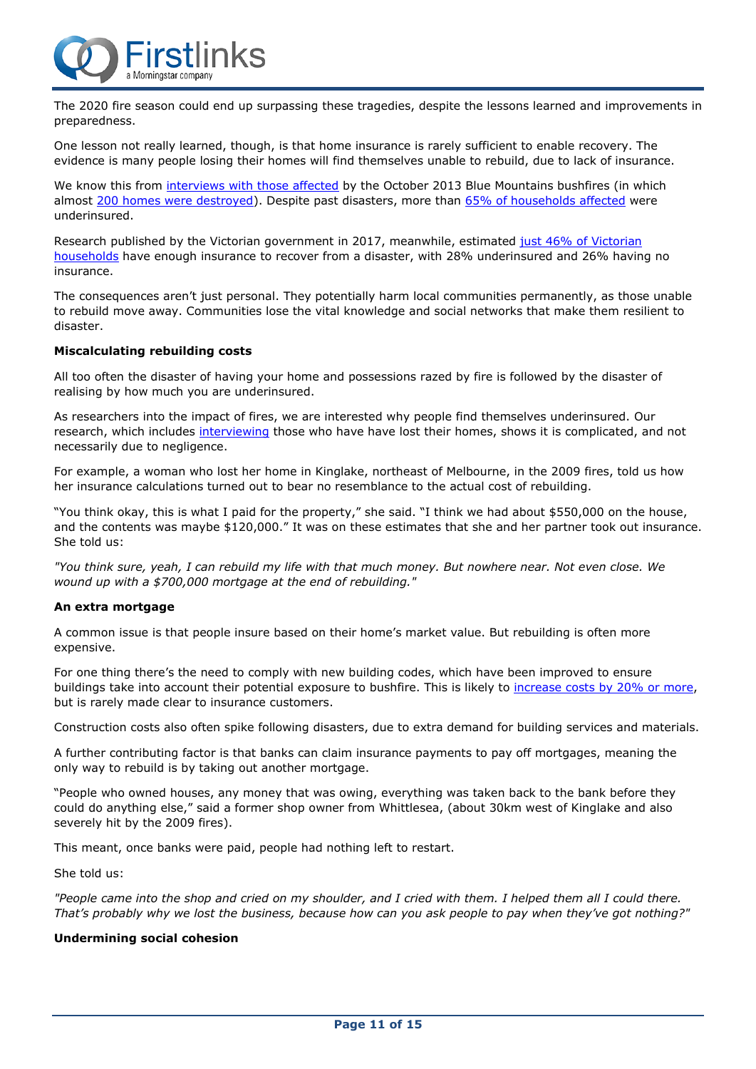The 2020 fire season could end up surpassing these tragedies, despite the lessons learned and improvements in preparedness.

One lesson not really learned, though, is that home insurance is rarely sufficient to enable recovery. The evidence is many people losing their homes will find themselves unable to rebuild, due to lack of insurance.

We know this from interviews with those affected by the October 2013 Blue Mountains bushfires (in which almost 200 homes were destroyed). Despite past disasters, more than 65% of households affected were underinsured.

Research published by the Victorian government in 2017, meanwhile, estimated just 46% of Victorian households have enough insurance to recover from a disaster, with 28% underinsured and 26% having no insurance.

The consequences aren't just personal. They potentially harm local communities permanently, as those unable to rebuild move away. Communities lose the vital knowledge and social networks that make them resilient to disaster.

**Miscalculating rebuilding costs**

All too often the disaster of having your home and possessions razed by fire is followed by the disaster of realising by how much you are underinsured.

As researchers into the impact of fires, we are interested why people find themselves underinsured. Our research, which includes interviewing those who have have lost their homes, shows it is complicated, and not necessarily due to negligence.

For example, a woman who lost her home in Kinglake, northeast of Melbourne, in the 2009 fires, told us how her insurance calculations turned out to bear no resemblance to the actual cost of rebuilding.

"You think okay, this is what I paid for the property," she said. "I think we had about $550,000 on the house, and the contents was maybe $120,000." It was on these estimates that she and her partner took out insurance. She told us:

*"You think sure, yeah, I can rebuild my life with that much money. But nowhere near. Not even close. We wound up with a $700,000 mortgage at the end of rebuilding."*

**An extra mortgage**

A common issue is that people insure based on their home's market value. But rebuilding is often more expensive.

For one thing there's the need to comply with new building codes, which have been improved to ensure buildings take into account their potential exposure to bushfire. This is likely to increase costs by 20% or more, but is rarely made clear to insurance customers.

Construction costs also often spike following disasters, due to extra demand for building services and materials.

A further contributing factor is that banks can claim insurance payments to pay off mortgages, meaning the only way to rebuild is by taking out another mortgage.

"People who owned houses, any money that was owing, everything was taken back to the bank before they could do anything else," said a former shop owner from Whittlesea, (about 30km west of Kinglake and also severely hit by the 2009 fires).

This meant, once banks were paid, people had nothing left to restart.

She told us:

*"People came into the shop and cried on my shoulder, and I cried with them. I helped them all I could there. That's probably why we lost the business, because how can you ask people to pay when they've got nothing?"*

**Undermining social cohesion**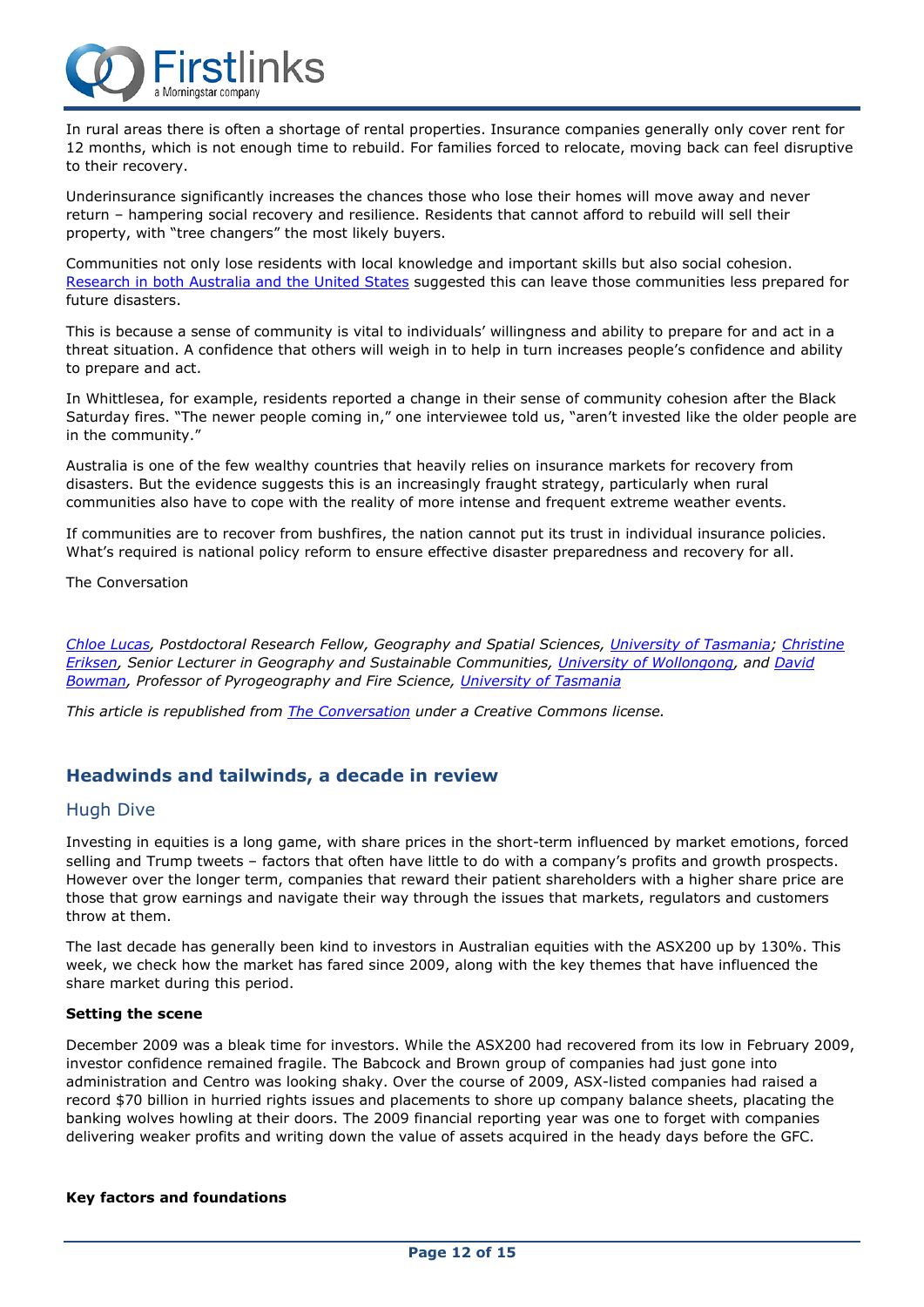In rural areas there is often a shortage of rental properties. Insurance companies generally only cover rent for 12 months, which is not enough time to rebuild. For families forced to relocate, moving back can feel disruptive to their recovery.

Underinsurance significantly increases the chances those who lose their homes will move away and never return – hampering social recovery and resilience. Residents that cannot afford to rebuild will sell their property, with "tree changers" the most likely buyers.

Communities not only lose residents with local knowledge and important skills but also social cohesion. [Research in both Australia and the United States] suggested this can leave those communities less prepared for future disasters.

This is because a sense of community is vital to individuals' willingness and ability to prepare for and act in a threat situation. A confidence that others will weigh in to help in turn increases people's confidence and ability to prepare and act.

In Whittlesea, for example, residents reported a change in their sense of community cohesion after the Black Saturday fires. "The newer people coming in," one interviewee told us, "aren't invested like the older people are in the community."

Australia is one of the few wealthy countries that heavily relies on insurance markets for recovery from disasters. But the evidence suggests this is an increasingly fraught strategy, particularly when rural communities also have to cope with the reality of more intense and frequent extreme weather events.

If communities are to recover from bushfires, the nation cannot put its trust in individual insurance policies. What's required is national policy reform to ensure effective disaster preparedness and recovery for all.

The Conversation

*Chloe Lucas, Postdoctoral Research Fellow, Geography and Spatial Sciences, University of Tasmania; Christine Eriksen, Senior Lecturer in Geography and Sustainable Communities, University of Wollongong, and David Bowman, Professor of Pyrogeography and Fire Science, University of Tasmania*

*This article is republished from The Conversation under a Creative Commons license.*

## Headwinds and tailwinds, a decade in review

### Hugh Dive

Investing in equities is a long game, with share prices in the short-term influenced by market emotions, forced selling and Trump tweets – factors that often have little to do with a company's profits and growth prospects. However over the longer term, companies that reward their patient shareholders with a higher share price are those that grow earnings and navigate their way through the issues that markets, regulators and customers throw at them.

The last decade has generally been kind to investors in Australian equities with the ASX200 up by 130%. This week, we check how the market has fared since 2009, along with the key themes that have influenced the share market during this period.

**Setting the scene**

December 2009 was a bleak time for investors. While the ASX200 had recovered from its low in February 2009, investor confidence remained fragile. The Babcock and Brown group of companies had just gone into administration and Centro was looking shaky. Over the course of 2009, ASX-listed companies had raised a record $70 billion in hurried rights issues and placements to shore up company balance sheets, placating the banking wolves howling at their doors. The 2009 financial reporting year was one to forget with companies delivering weaker profits and writing down the value of assets acquired in the heady days before the GFC.

**Key factors and foundations**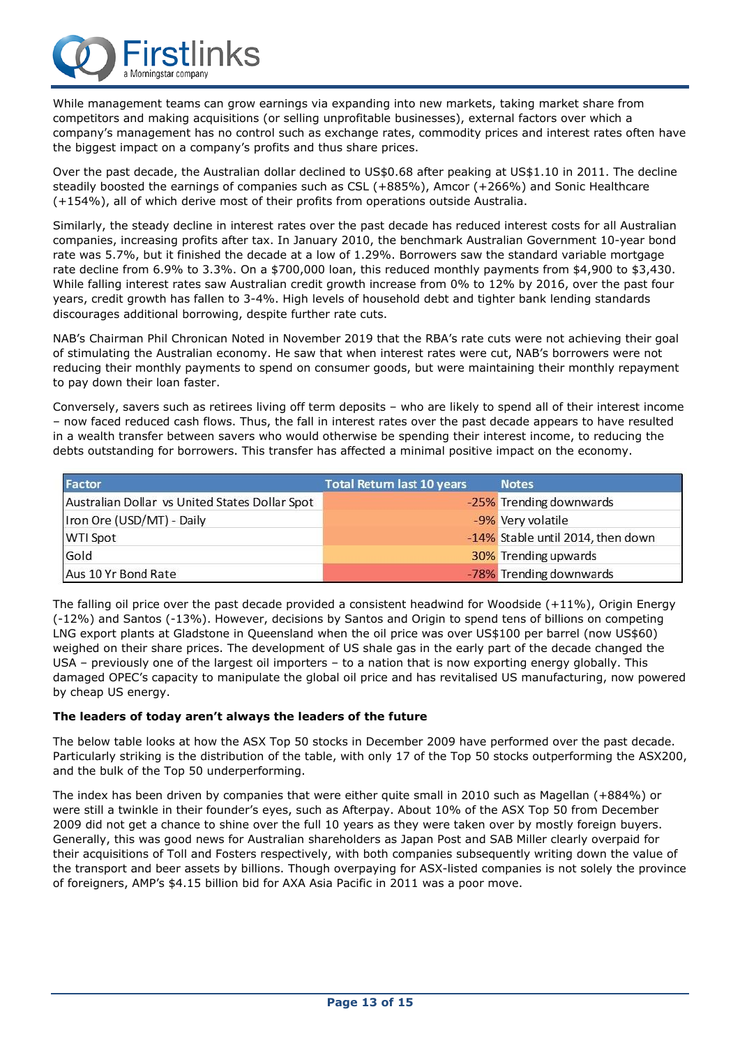While management teams can grow earnings via expanding into new markets, taking market share from competitors and making acquisitions (or selling unprofitable businesses), external factors over which a company's management has no control such as exchange rates, commodity prices and interest rates often have the biggest impact on a company's profits and thus share prices.

Over the past decade, the Australian dollar declined to US$0.68 after peaking at US$1.10 in 2011. The decline steadily boosted the earnings of companies such as CSL (+885%), Amcor (+266%) and Sonic Healthcare (+154%), all of which derive most of their profits from operations outside Australia.

Similarly, the steady decline in interest rates over the past decade has reduced interest costs for all Australian companies, increasing profits after tax. In January 2010, the benchmark Australian Government 10-year bond rate was 5.7%, but it finished the decade at a low of 1.29%. Borrowers saw the standard variable mortgage rate decline from 6.9% to 3.3%. On a $700,000 loan, this reduced monthly payments from $4,900 to $3,430. While falling interest rates saw Australian credit growth increase from 0% to 12% by 2016, over the past four years, credit growth has fallen to 3-4%. High levels of household debt and tighter bank lending standards discourages additional borrowing, despite further rate cuts.

NAB's Chairman Phil Chronican Noted in November 2019 that the RBA's rate cuts were not achieving their goal of stimulating the Australian economy. He saw that when interest rates were cut, NAB's borrowers were not reducing their monthly payments to spend on consumer goods, but were maintaining their monthly repayment to pay down their loan faster.

Conversely, savers such as retirees living off term deposits – who are likely to spend all of their interest income – now faced reduced cash flows. Thus, the fall in interest rates over the past decade appears to have resulted in a wealth transfer between savers who would otherwise be spending their interest income, to reducing the debts outstanding for borrowers. This transfer has affected a minimal positive impact on the economy.

| Factor | Total Return last 10 years | Notes |
|---|---|---|
| Australian Dollar vs United States Dollar Spot | -25% | Trending downwards |
| Iron Ore (USD/MT) - Daily | -9% | Very volatile |
| WTI Spot | -14% | Stable until 2014, then down |
| Gold | 30% | Trending upwards |
| Aus 10 Yr Bond Rate | -78% | Trending downwards |

The falling oil price over the past decade provided a consistent headwind for Woodside (+11%), Origin Energy (-12%) and Santos (-13%). However, decisions by Santos and Origin to spend tens of billions on competing LNG export plants at Gladstone in Queensland when the oil price was over US$100 per barrel (now US$60) weighed on their share prices. The development of US shale gas in the early part of the decade changed the USA – previously one of the largest oil importers – to a nation that is now exporting energy globally. This damaged OPEC's capacity to manipulate the global oil price and has revitalised US manufacturing, now powered by cheap US energy.

**The leaders of today aren't always the leaders of the future**

The below table looks at how the ASX Top 50 stocks in December 2009 have performed over the past decade. Particularly striking is the distribution of the table, with only 17 of the Top 50 stocks outperforming the ASX200, and the bulk of the Top 50 underperforming.

The index has been driven by companies that were either quite small in 2010 such as Magellan (+884%) or were still a twinkle in their founder's eyes, such as Afterpay. About 10% of the ASX Top 50 from December 2009 did not get a chance to shine over the full 10 years as they were taken over by mostly foreign buyers. Generally, this was good news for Australian shareholders as Japan Post and SAB Miller clearly overpaid for their acquisitions of Toll and Fosters respectively, with both companies subsequently writing down the value of the transport and beer assets by billions. Though overpaying for ASX-listed companies is not solely the province of foreigners, AMP's $4.15 billion bid for AXA Asia Pacific in 2011 was a poor move.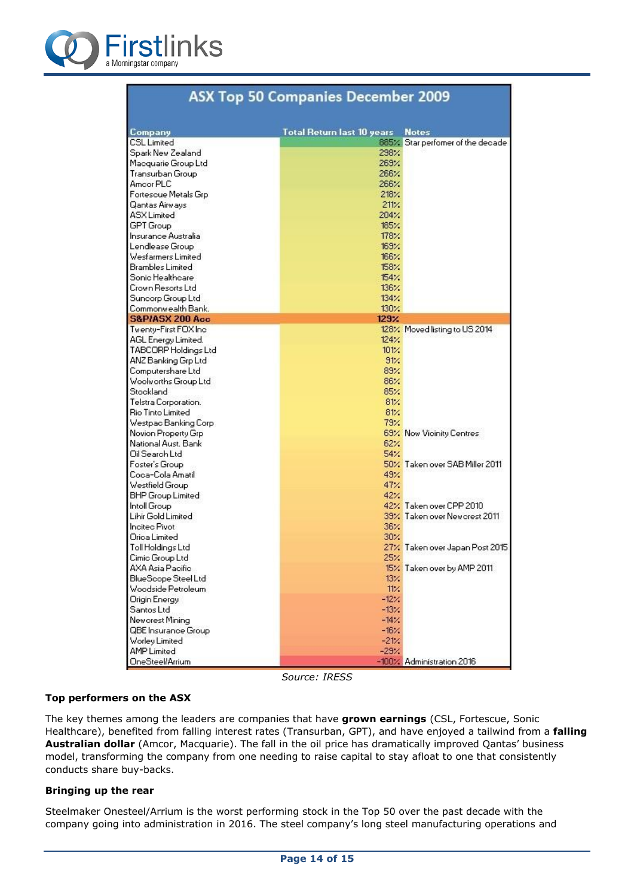**ASX Top 50 Companies December 2009**

| Company | Total Return last 10 years | Notes |
|---|---|---|
| CSL Limited | 885% | Star perfomer of the decade |
| Spark New Zealand | 298% | |
| Macquarie Group Ltd | 269% | |
| Transurban Group | 266% | |
| Amcor PLC | 266% | |
| Fortescue Metals Grp | 218% | |
| Qantas Airways | 211% | |
| ASX Limited | 204% | |
| GPT Group | 185% | |
| Insurance Australia | 178% | |
| Lendlease Group | 169% | |
| Wesfarmers Limited | 166% | |
| Brambles Limited | 158% | |
| Sonic Healthcare | 154% | |
| Crown Resorts Ltd | 136% | |
| Suncorp Group Ltd | 134% | |
| Commonwealth Bank. | 130% | |
| **S&P/ASX 200 Acc** | **129%** | |
| Twenty-First FOX Inc | 128% | Moved listing to US 2014 |
| AGL Energy Limited. | 124% | |
| TABCORP Holdings Ltd | 101% | |
| ANZ Banking Grp Ltd | 91% | |
| Computershare Ltd | 89% | |
| Woolworths Group Ltd | 86% | |
| Stockland | 85% | |
| Telstra Corporation. | 81% | |
| Rio Tinto Limited | 81% | |
| Westpac Banking Corp | 79% | |
| Novion Property Grp | 69% | Now Vicinity Centres |
| National Aust. Bank | 62% | |
| Oil Search Ltd | 54% | |
| Foster's Group | 50% | Taken over SAB Miller 2011 |
| Coca-Cola Amatil | 49% | |
| Westfield Group | 47% | |
| BHP Group Limited | 42% | |
| Intoll Group | 42% | Taken over CPP 2010 |
| Lihir Gold Limited | 39% | Taken over Newcrest 2011 |
| Incitec Pivot | 36% | |
| Orica Limited | 30% | |
| Toll Holdings Ltd | 27% | Taken over Japan Post 2015 |
| Cimic Group Ltd | 25% | |
| AXA Asia Pacific | 15% | Taken over by AMP 2011 |
| BlueScope Steel Ltd | 13% | |
| Woodside Petroleum | 11% | |
| Origin Energy | -12% | |
| Santos Ltd | -13% | |
| Newcrest Mining | -14% | |
| QBE Insurance Group | -16% | |
| Worley Limited | -21% | |
| AMP Limited | -29% | |
| OneSteel/Arrium | -100% | Administration 2016 |

*Source: IRESS*

**Top performers on the ASX**

The key themes among the leaders are companies that have **grown earnings** (CSL, Fortescue, Sonic Healthcare), benefited from falling interest rates (Transurban, GPT), and have enjoyed a tailwind from a **falling Australian dollar** (Amcor, Macquarie). The fall in the oil price has dramatically improved Qantas' business model, transforming the company from one needing to raise capital to stay afloat to one that consistently conducts share buy-backs.

**Bringing up the rear**

Steelmaker Onesteel/Arrium is the worst performing stock in the Top 50 over the past decade with the company going into administration in 2016. The steel company's long steel manufacturing operations and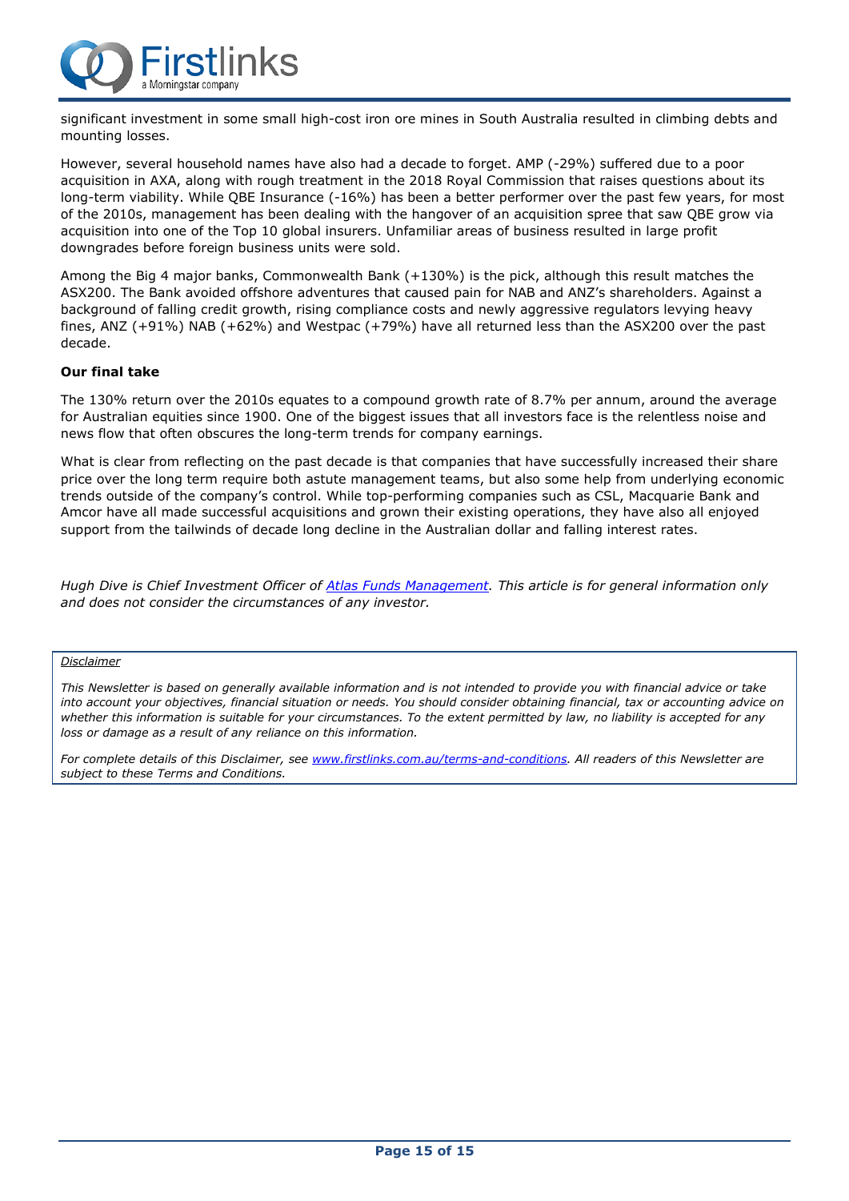significant investment in some small high-cost iron ore mines in South Australia resulted in climbing debts and mounting losses.

However, several household names have also had a decade to forget. AMP (-29%) suffered due to a poor acquisition in AXA, along with rough treatment in the 2018 Royal Commission that raises questions about its long-term viability. While QBE Insurance (-16%) has been a better performer over the past few years, for most of the 2010s, management has been dealing with the hangover of an acquisition spree that saw QBE grow via acquisition into one of the Top 10 global insurers. Unfamiliar areas of business resulted in large profit downgrades before foreign business units were sold.

Among the Big 4 major banks, Commonwealth Bank (+130%) is the pick, although this result matches the ASX200. The Bank avoided offshore adventures that caused pain for NAB and ANZ's shareholders. Against a background of falling credit growth, rising compliance costs and newly aggressive regulators levying heavy fines, ANZ (+91%) NAB (+62%) and Westpac (+79%) have all returned less than the ASX200 over the past decade.

**Our final take**

The 130% return over the 2010s equates to a compound growth rate of 8.7% per annum, around the average for Australian equities since 1900. One of the biggest issues that all investors face is the relentless noise and news flow that often obscures the long-term trends for company earnings.

What is clear from reflecting on the past decade is that companies that have successfully increased their share price over the long term require both astute management teams, but also some help from underlying economic trends outside of the company's control. While top-performing companies such as CSL, Macquarie Bank and Amcor have all made successful acquisitions and grown their existing operations, they have also all enjoyed support from the tailwinds of decade long decline in the Australian dollar and falling interest rates.

*Hugh Dive is Chief Investment Officer of [Atlas Funds Management](). This article is for general information only and does not consider the circumstances of any investor.*

*Disclaimer*

*This Newsletter is based on generally available information and is not intended to provide you with financial advice or take into account your objectives, financial situation or needs. You should consider obtaining financial, tax or accounting advice on whether this information is suitable for your circumstances. To the extent permitted by law, no liability is accepted for any loss or damage as a result of any reliance on this information.*

*For complete details of this Disclaimer, see www.firstlinks.com.au/terms-and-conditions. All readers of this Newsletter are subject to these Terms and Conditions.*